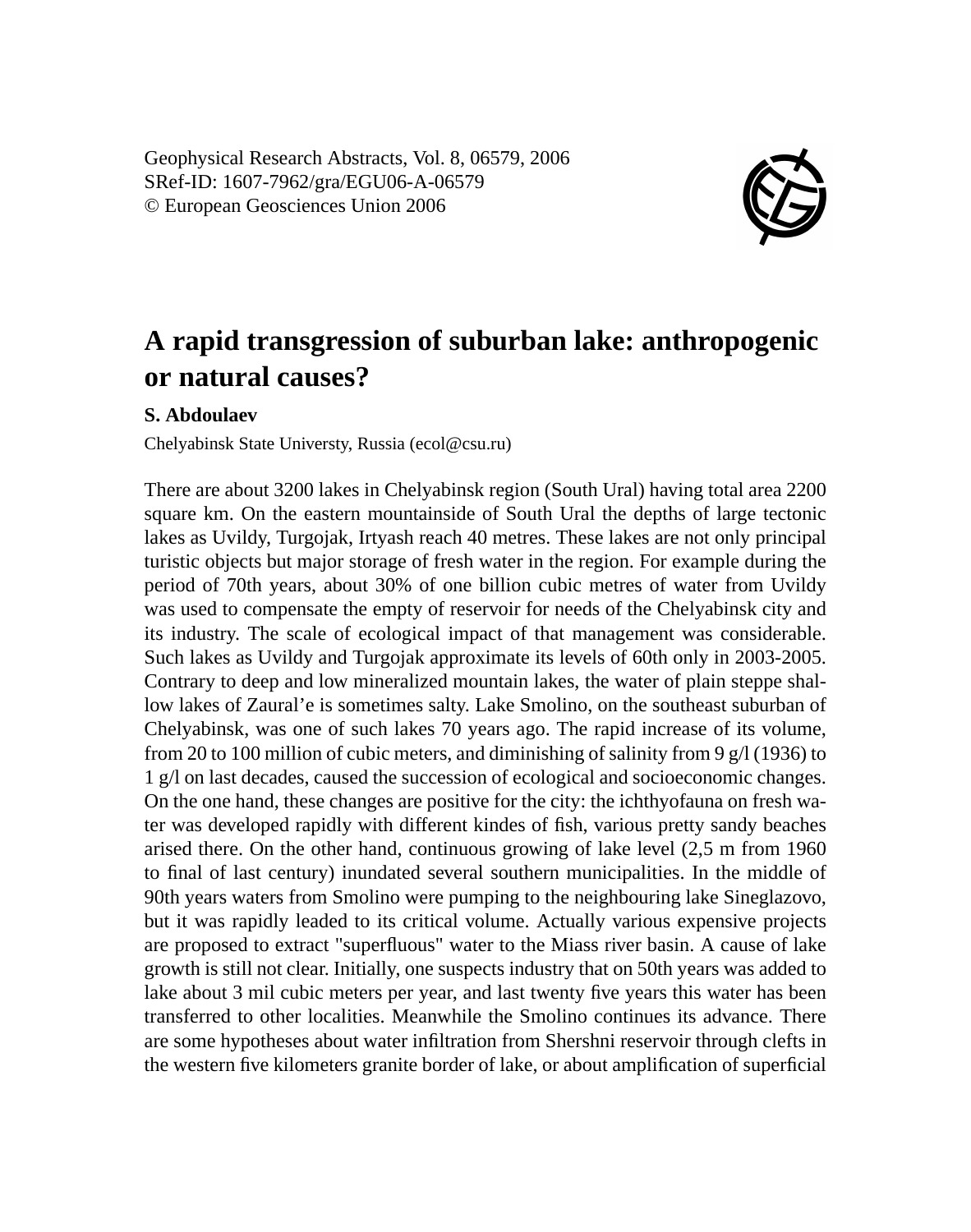Geophysical Research Abstracts, Vol. 8, 06579, 2006
SRef-ID: 1607-7962/gra/EGU06-A-06579
© European Geosciences Union 2006

# A rapid transgression of suburban lake: anthropogenic or natural causes?

**S. Abdoulaev**

Chelyabinsk State Universty, Russia (ecol@csu.ru)

There are about 3200 lakes in Chelyabinsk region (South Ural) having total area 2200 square km. On the eastern mountainside of South Ural the depths of large tectonic lakes as Uvildy, Turgojak, Irtyash reach 40 metres. These lakes are not only principal turistic objects but major storage of fresh water in the region. For example during the period of 70th years, about 30% of one billion cubic metres of water from Uvildy was used to compensate the empty of reservoir for needs of the Chelyabinsk city and its industry. The scale of ecological impact of that management was considerable. Such lakes as Uvildy and Turgojak approximate its levels of 60th only in 2003-2005. Contrary to deep and low mineralized mountain lakes, the water of plain steppe shallow lakes of Zaural'e is sometimes salty. Lake Smolino, on the southeast suburban of Chelyabinsk, was one of such lakes 70 years ago. The rapid increase of its volume, from 20 to 100 million of cubic meters, and diminishing of salinity from 9 g/l (1936) to 1 g/l on last decades, caused the succession of ecological and socioeconomic changes. On the one hand, these changes are positive for the city: the ichthyofauna on fresh water was developed rapidly with different kindes of fish, various pretty sandy beaches arised there. On the other hand, continuous growing of lake level (2,5 m from 1960 to final of last century) inundated several southern municipalities. In the middle of 90th years waters from Smolino were pumping to the neighbouring lake Sineglazovo, but it was rapidly leaded to its critical volume. Actually various expensive projects are proposed to extract "superfluous" water to the Miass river basin. A cause of lake growth is still not clear. Initially, one suspects industry that on 50th years was added to lake about 3 mil cubic meters per year, and last twenty five years this water has been transferred to other localities. Meanwhile the Smolino continues its advance. There are some hypotheses about water infiltration from Shershni reservoir through clefts in the western five kilometers granite border of lake, or about amplification of superficial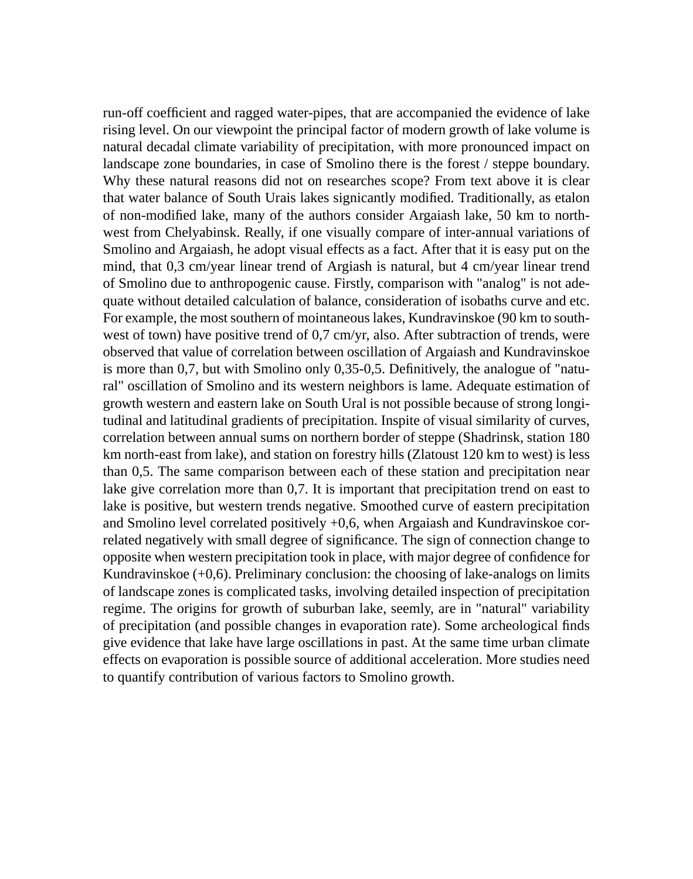run-off coefficient and ragged water-pipes, that are accompanied the evidence of lake rising level. On our viewpoint the principal factor of modern growth of lake volume is natural decadal climate variability of precipitation, with more pronounced impact on landscape zone boundaries, in case of Smolino there is the forest / steppe boundary. Why these natural reasons did not on researches scope? From text above it is clear that water balance of South Urais lakes signicantly modified. Traditionally, as etalon of non-modified lake, many of the authors consider Argaiash lake, 50 km to north-west from Chelyabinsk. Really, if one visually compare of inter-annual variations of Smolino and Argaiash, he adopt visual effects as a fact. After that it is easy put on the mind, that 0,3 cm/year linear trend of Argiash is natural, but 4 cm/year linear trend of Smolino due to anthropogenic cause. Firstly, comparison with "analog" is not adequate without detailed calculation of balance, consideration of isobaths curve and etc. For example, the most southern of mointaneous lakes, Kundravinskoe (90 km to south-west of town) have positive trend of 0,7 cm/yr, also. After subtraction of trends, were observed that value of correlation between oscillation of Argaiash and Kundravinskoe is more than 0,7, but with Smolino only 0,35-0,5. Definitively, the analogue of "natural" oscillation of Smolino and its western neighbors is lame. Adequate estimation of growth western and eastern lake on South Ural is not possible because of strong longitudinal and latitudinal gradients of precipitation. Inspite of visual similarity of curves, correlation between annual sums on northern border of steppe (Shadrinsk, station 180 km north-east from lake), and station on forestry hills (Zlatoust 120 km to west) is less than 0,5. The same comparison between each of these station and precipitation near lake give correlation more than 0,7. It is important that precipitation trend on east to lake is positive, but western trends negative. Smoothed curve of eastern precipitation and Smolino level correlated positively +0,6, when Argaiash and Kundravinskoe correlated negatively with small degree of significance. The sign of connection change to opposite when western precipitation took in place, with major degree of confidence for Kundravinskoe (+0,6). Preliminary conclusion: the choosing of lake-analogs on limits of landscape zones is complicated tasks, involving detailed inspection of precipitation regime. The origins for growth of suburban lake, seemly, are in "natural" variability of precipitation (and possible changes in evaporation rate). Some archeological finds give evidence that lake have large oscillations in past. At the same time urban climate effects on evaporation is possible source of additional acceleration. More studies need to quantify contribution of various factors to Smolino growth.